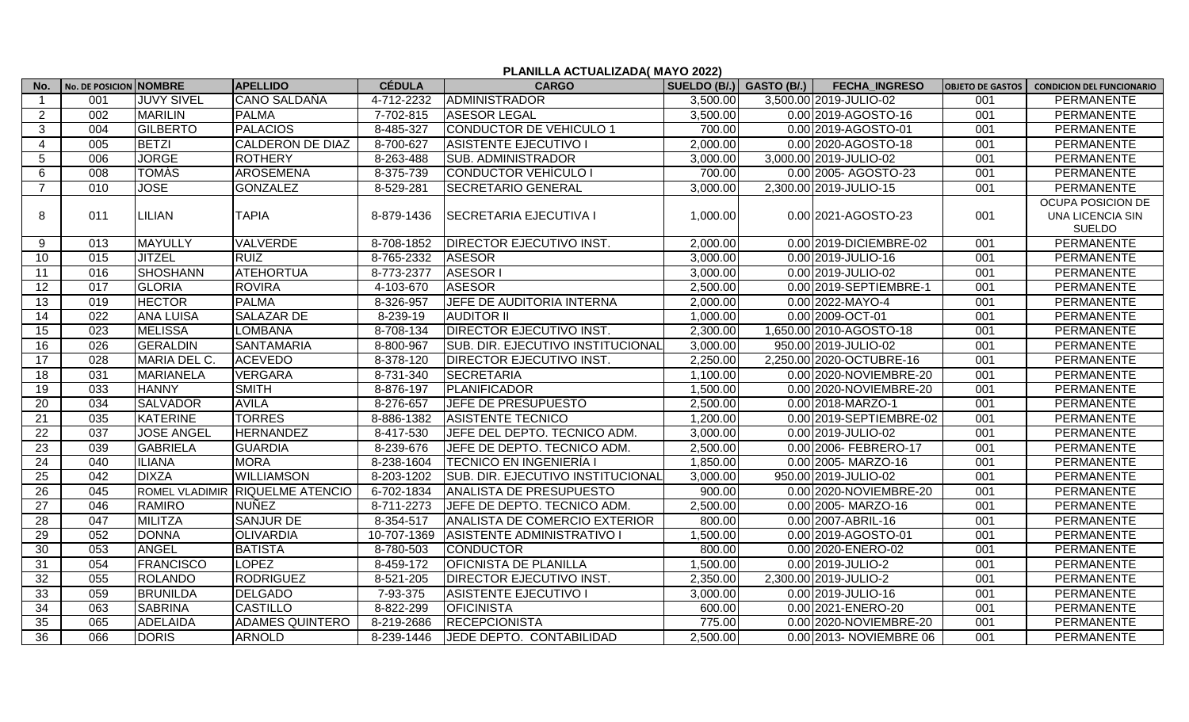**PLANILLA ACTUALIZADA( MAYO 2022)**

| No. | No. DE POSICION | NOMBRE | APELLIDO | CÉDULA | CARGO | SUELDO (B/.) | GASTO (B/.) | FECHA_INGRESO | OBJETO DE GASTOS | CONDICION DEL FUNCIONARIO |
|---|---|---|---|---|---|---|---|---|---|---|
| 1 | 001 | JUVY SIVEL | CANO SALDAÑA | 4-712-2232 | ADMINISTRADOR | 3,500.00 | 3,500.00 | 2019-JULIO-02 | 001 | PERMANENTE |
| 2 | 002 | MARILIN | PALMA | 7-702-815 | ASESOR LEGAL | 3,500.00 | 0.00 | 2019-AGOSTO-16 | 001 | PERMANENTE |
| 3 | 004 | GILBERTO | PALACIOS | 8-485-327 | CONDUCTOR DE VEHICULO 1 | 700.00 | 0.00 | 2019-AGOSTO-01 | 001 | PERMANENTE |
| 4 | 005 | BETZI | CALDERON DE DIAZ | 8-700-627 | ASISTENTE EJECUTIVO I | 2,000.00 | 0.00 | 2020-AGOSTO-18 | 001 | PERMANENTE |
| 5 | 006 | JORGE | ROTHERY | 8-263-488 | SUB. ADMINISTRADOR | 3,000.00 | 3,000.00 | 2019-JULIO-02 | 001 | PERMANENTE |
| 6 | 008 | TOMÁS | AROSEMENA | 8-375-739 | CONDUCTOR VEHÍCULO I | 700.00 | 0.00 | 2005- AGOSTO-23 | 001 | PERMANENTE |
| 7 | 010 | JOSE | GONZALEZ | 8-529-281 | SECRETARIO GENERAL | 3,000.00 | 2,300.00 | 2019-JULIO-15 | 001 | PERMANENTE |
| 8 | 011 | LILIAN | TAPIA | 8-879-1436 | SECRETARIA EJECUTIVA I | 1,000.00 | 0.00 | 2021-AGOSTO-23 | 001 | OCUPA POSICION DE UNA LICENCIA SIN SUELDO |
| 9 | 013 | MAYULLY | VALVERDE | 8-708-1852 | DIRECTOR EJECUTIVO INST. | 2,000.00 | 0.00 | 2019-DICIEMBRE-02 | 001 | PERMANENTE |
| 10 | 015 | JITZEL | RUIZ | 8-765-2332 | ASESOR | 3,000.00 | 0.00 | 2019-JULIO-16 | 001 | PERMANENTE |
| 11 | 016 | SHOSHANN | ATEHORTUA | 8-773-2377 | ASESOR I | 3,000.00 | 0.00 | 2019-JULIO-02 | 001 | PERMANENTE |
| 12 | 017 | GLORIA | ROVIRA | 4-103-670 | ASESOR | 2,500.00 | 0.00 | 2019-SEPTIEMBRE-1 | 001 | PERMANENTE |
| 13 | 019 | HECTOR | PALMA | 8-326-957 | JEFE DE AUDITORIA INTERNA | 2,000.00 | 0.00 | 2022-MAYO-4 | 001 | PERMANENTE |
| 14 | 022 | ANA LUISA | SALAZAR DE | 8-239-19 | AUDITOR II | 1,000.00 | 0.00 | 2009-OCT-01 | 001 | PERMANENTE |
| 15 | 023 | MELISSA | LOMBANA | 8-708-134 | DIRECTOR EJECUTIVO INST. | 2,300.00 | 1,650.00 | 2010-AGOSTO-18 | 001 | PERMANENTE |
| 16 | 026 | GERALDIN | SANTAMARIA | 8-800-967 | SUB. DIR. EJECUTIVO INSTITUCIONAL | 3,000.00 | 950.00 | 2019-JULIO-02 | 001 | PERMANENTE |
| 17 | 028 | MARIA DEL C. | ACEVEDO | 8-378-120 | DIRECTOR EJECUTIVO INST. | 2,250.00 | 2,250.00 | 2020-OCTUBRE-16 | 001 | PERMANENTE |
| 18 | 031 | MARIANELA | VERGARA | 8-731-340 | SECRETARIA | 1,100.00 | 0.00 | 2020-NOVIEMBRE-20 | 001 | PERMANENTE |
| 19 | 033 | HANNY | SMITH | 8-876-197 | PLANIFICADOR | 1,500.00 | 0.00 | 2020-NOVIEMBRE-20 | 001 | PERMANENTE |
| 20 | 034 | SALVADOR | AVILA | 8-276-657 | JEFE DE PRESUPUESTO | 2,500.00 | 0.00 | 2018-MARZO-1 | 001 | PERMANENTE |
| 21 | 035 | KATERINE | TORRES | 8-886-1382 | ASISTENTE TECNICO | 1,200.00 | 0.00 | 2019-SEPTIEMBRE-02 | 001 | PERMANENTE |
| 22 | 037 | JOSE ANGEL | HERNANDEZ | 8-417-530 | JEFE DEL DEPTO. TECNICO ADM. | 3,000.00 | 0.00 | 2019-JULIO-02 | 001 | PERMANENTE |
| 23 | 039 | GABRIELA | GUARDIA | 8-239-676 | JEFE DE DEPTO. TECNICO ADM. | 2,500.00 | 0.00 | 2006- FEBRERO-17 | 001 | PERMANENTE |
| 24 | 040 | ILIANA | MORA | 8-238-1604 | TECNICO EN INGENIERÍA I | 1,850.00 | 0.00 | 2005- MARZO-16 | 001 | PERMANENTE |
| 25 | 042 | DIXZA | WILLIAMSON | 8-203-1202 | SUB. DIR. EJECUTIVO INSTITUCIONAL | 3,000.00 | 950.00 | 2019-JULIO-02 | 001 | PERMANENTE |
| 26 | 045 | ROMEL VLADIMIR | RIQUELME ATENCIO | 6-702-1834 | ANALISTA DE PRESUPUESTO | 900.00 | 0.00 | 2020-NOVIEMBRE-20 | 001 | PERMANENTE |
| 27 | 046 | RAMIRO | NUÑEZ | 8-711-2273 | JEFE DE DEPTO. TECNICO ADM. | 2,500.00 | 0.00 | 2005- MARZO-16 | 001 | PERMANENTE |
| 28 | 047 | MILITZA | SANJUR DE | 8-354-517 | ANALISTA DE COMERCIO EXTERIOR | 800.00 | 0.00 | 2007-ABRIL-16 | 001 | PERMANENTE |
| 29 | 052 | DONNA | OLIVARDIA | 10-707-1369 | ASISTENTE ADMINISTRATIVO I | 1,500.00 | 0.00 | 2019-AGOSTO-01 | 001 | PERMANENTE |
| 30 | 053 | ANGEL | BATISTA | 8-780-503 | CONDUCTOR | 800.00 | 0.00 | 2020-ENERO-02 | 001 | PERMANENTE |
| 31 | 054 | FRANCISCO | LOPEZ | 8-459-172 | OFICNISTA DE PLANILLA | 1,500.00 | 0.00 | 2019-JULIO-2 | 001 | PERMANENTE |
| 32 | 055 | ROLANDO | RODRIGUEZ | 8-521-205 | DIRECTOR EJECUTIVO INST. | 2,350.00 | 2,300.00 | 2019-JULIO-2 | 001 | PERMANENTE |
| 33 | 059 | BRUNILDA | DELGADO | 7-93-375 | ASISTENTE EJECUTIVO I | 3,000.00 | 0.00 | 2019-JULIO-16 | 001 | PERMANENTE |
| 34 | 063 | SABRINA | CASTILLO | 8-822-299 | OFICINISTA | 600.00 | 0.00 | 2021-ENERO-20 | 001 | PERMANENTE |
| 35 | 065 | ADELAIDA | ADAMES QUINTERO | 8-219-2686 | RECEPCIONISTA | 775.00 | 0.00 | 2020-NOVIEMBRE-20 | 001 | PERMANENTE |
| 36 | 066 | DORIS | ARNOLD | 8-239-1446 | JEDE DEPTO. CONTABILIDAD | 2,500.00 | 0.00 | 2013- NOVIEMBRE 06 | 001 | PERMANENTE |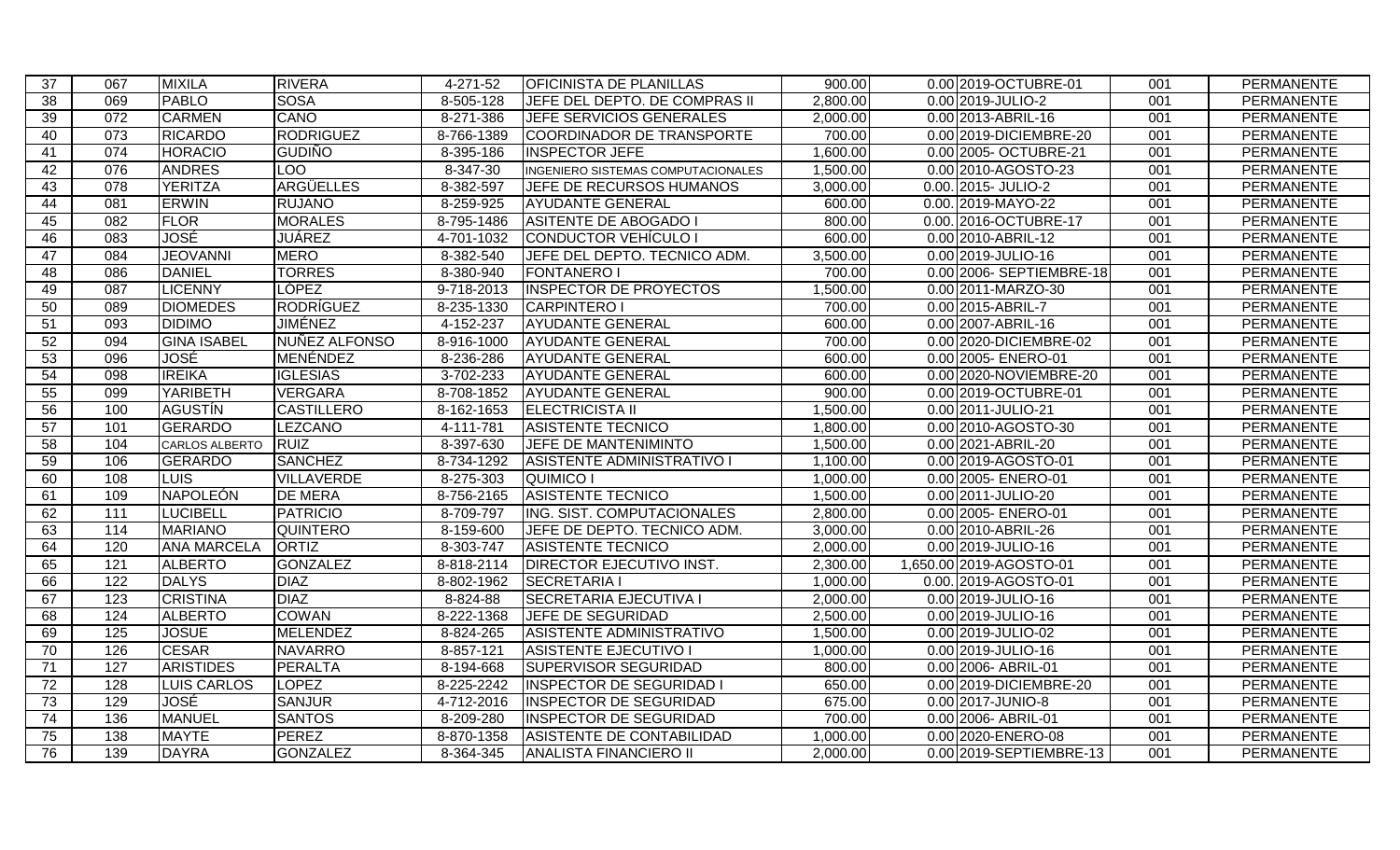| 37 | 067 | MIXILA | RIVERA | 4-271-52 | OFICINISTA DE PLANILLAS | 900.00 | 0.00 | 2019-OCTUBRE-01 | 001 | PERMANENTE |
|---|---|---|---|---|---|---|---|---|---|---|
| 38 | 069 | PABLO | SOSA | 8-505-128 | JEFE DEL DEPTO. DE COMPRAS II | 2,800.00 | 0.00 | 2019-JULIO-2 | 001 | PERMANENTE |
| 39 | 072 | CARMEN | CANO | 8-271-386 | JEFE SERVICIOS GENERALES | 2,000.00 | 0.00 | 2013-ABRIL-16 | 001 | PERMANENTE |
| 40 | 073 | RICARDO | RODRIGUEZ | 8-766-1389 | COORDINADOR DE TRANSPORTE | 700.00 | 0.00 | 2019-DICIEMBRE-20 | 001 | PERMANENTE |
| 41 | 074 | HORACIO | GUDIÑO | 8-395-186 | INSPECTOR JEFE | 1,600.00 | 0.00 | 2005- OCTUBRE-21 | 001 | PERMANENTE |
| 42 | 076 | ANDRES | LOO | 8-347-30 | INGENIERO SISTEMAS COMPUTACIONALES | 1,500.00 | 0.00 | 2010-AGOSTO-23 | 001 | PERMANENTE |
| 43 | 078 | YERITZA | ARGÜELLES | 8-382-597 | JEFE DE RECURSOS HUMANOS | 3,000.00 | 0.00. | 2015- JULIO-2 | 001 | PERMANENTE |
| 44 | 081 | ERWIN | RUJANO | 8-259-925 | AYUDANTE GENERAL | 600.00 | 0.00. | 2019-MAYO-22 | 001 | PERMANENTE |
| 45 | 082 | FLOR | MORALES | 8-795-1486 | ASITENTE DE ABOGADO I | 800.00 | 0.00. | 2016-OCTUBRE-17 | 001 | PERMANENTE |
| 46 | 083 | JOSÉ | JUÁREZ | 4-701-1032 | CONDUCTOR VEHÍCULO I | 600.00 | 0.00 | 2010-ABRIL-12 | 001 | PERMANENTE |
| 47 | 084 | JEOVANNI | MERO | 8-382-540 | JEFE DEL DEPTO. TECNICO ADM. | 3,500.00 | 0.00 | 2019-JULIO-16 | 001 | PERMANENTE |
| 48 | 086 | DANIEL | TORRES | 8-380-940 | FONTANERO I | 700.00 | 0.00 | 2006- SEPTIEMBRE-18 | 001 | PERMANENTE |
| 49 | 087 | LICENNY | LÓPEZ | 9-718-2013 | INSPECTOR DE PROYECTOS | 1,500.00 | 0.00 | 2011-MARZO-30 | 001 | PERMANENTE |
| 50 | 089 | DIOMEDES | RODRÍGUEZ | 8-235-1330 | CARPINTERO I | 700.00 | 0.00 | 2015-ABRIL-7 | 001 | PERMANENTE |
| 51 | 093 | DIDIMO | JIMÉNEZ | 4-152-237 | AYUDANTE GENERAL | 600.00 | 0.00 | 2007-ABRIL-16 | 001 | PERMANENTE |
| 52 | 094 | GINA ISABEL | NUÑEZ ALFONSO | 8-916-1000 | AYUDANTE GENERAL | 700.00 | 0.00 | 2020-DICIEMBRE-02 | 001 | PERMANENTE |
| 53 | 096 | JOSÉ | MENÉNDEZ | 8-236-286 | AYUDANTE GENERAL | 600.00 | 0.00 | 2005- ENERO-01 | 001 | PERMANENTE |
| 54 | 098 | IREIKA | IGLESIAS | 3-702-233 | AYUDANTE GENERAL | 600.00 | 0.00 | 2020-NOVIEMBRE-20 | 001 | PERMANENTE |
| 55 | 099 | YARIBETH | VERGARA | 8-708-1852 | AYUDANTE GENERAL | 900.00 | 0.00 | 2019-OCTUBRE-01 | 001 | PERMANENTE |
| 56 | 100 | AGUSTÍN | CASTILLERO | 8-162-1653 | ELECTRICISTA II | 1,500.00 | 0.00 | 2011-JULIO-21 | 001 | PERMANENTE |
| 57 | 101 | GERARDO | LEZCANO | 4-111-781 | ASISTENTE TECNICO | 1,800.00 | 0.00 | 2010-AGOSTO-30 | 001 | PERMANENTE |
| 58 | 104 | CARLOS ALBERTO | RUIZ | 8-397-630 | JEFE DE MANTENIMINTO | 1,500.00 | 0.00 | 2021-ABRIL-20 | 001 | PERMANENTE |
| 59 | 106 | GERARDO | SANCHEZ | 8-734-1292 | ASISTENTE ADMINISTRATIVO I | 1,100.00 | 0.00 | 2019-AGOSTO-01 | 001 | PERMANENTE |
| 60 | 108 | LUIS | VILLAVERDE | 8-275-303 | QUIMICO I | 1,000.00 | 0.00 | 2005- ENERO-01 | 001 | PERMANENTE |
| 61 | 109 | NAPOLEÓN | DE MERA | 8-756-2165 | ASISTENTE TECNICO | 1,500.00 | 0.00 | 2011-JULIO-20 | 001 | PERMANENTE |
| 62 | 111 | LUCIBELL | PATRICIO | 8-709-797 | ING. SIST. COMPUTACIONALES | 2,800.00 | 0.00 | 2005- ENERO-01 | 001 | PERMANENTE |
| 63 | 114 | MARIANO | QUINTERO | 8-159-600 | JEFE DE DEPTO. TECNICO ADM. | 3,000.00 | 0.00 | 2010-ABRIL-26 | 001 | PERMANENTE |
| 64 | 120 | ANA MARCELA | ORTIZ | 8-303-747 | ASISTENTE TECNICO | 2,000.00 | 0.00 | 2019-JULIO-16 | 001 | PERMANENTE |
| 65 | 121 | ALBERTO | GONZALEZ | 8-818-2114 | DIRECTOR EJECUTIVO INST. | 2,300.00 | 1,650.00 | 2019-AGOSTO-01 | 001 | PERMANENTE |
| 66 | 122 | DALYS | DIAZ | 8-802-1962 | SECRETARIA I | 1,000.00 | 0.00. | 2019-AGOSTO-01 | 001 | PERMANENTE |
| 67 | 123 | CRISTINA | DIAZ | 8-824-88 | SECRETARIA EJECUTIVA I | 2,000.00 | 0.00 | 2019-JULIO-16 | 001 | PERMANENTE |
| 68 | 124 | ALBERTO | COWAN | 8-222-1368 | JEFE DE SEGURIDAD | 2,500.00 | 0.00 | 2019-JULIO-16 | 001 | PERMANENTE |
| 69 | 125 | JOSUE | MELENDEZ | 8-824-265 | ASISTENTE ADMINISTRATIVO | 1,500.00 | 0.00 | 2019-JULIO-02 | 001 | PERMANENTE |
| 70 | 126 | CESAR | NAVARRO | 8-857-121 | ASISTENTE EJECUTIVO I | 1,000.00 | 0.00 | 2019-JULIO-16 | 001 | PERMANENTE |
| 71 | 127 | ARISTIDES | PERALTA | 8-194-668 | SUPERVISOR SEGURIDAD | 800.00 | 0.00 | 2006- ABRIL-01 | 001 | PERMANENTE |
| 72 | 128 | LUIS CARLOS | LOPEZ | 8-225-2242 | INSPECTOR DE SEGURIDAD I | 650.00 | 0.00 | 2019-DICIEMBRE-20 | 001 | PERMANENTE |
| 73 | 129 | JOSÉ | SANJUR | 4-712-2016 | INSPECTOR DE SEGURIDAD | 675.00 | 0.00 | 2017-JUNIO-8 | 001 | PERMANENTE |
| 74 | 136 | MANUEL | SANTOS | 8-209-280 | INSPECTOR DE SEGURIDAD | 700.00 | 0.00 | 2006- ABRIL-01 | 001 | PERMANENTE |
| 75 | 138 | MAYTE | PEREZ | 8-870-1358 | ASISTENTE DE CONTABILIDAD | 1,000.00 | 0.00 | 2020-ENERO-08 | 001 | PERMANENTE |
| 76 | 139 | DAYRA | GONZALEZ | 8-364-345 | ANALISTA FINANCIERO II | 2,000.00 | 0.00 | 2019-SEPTIEMBRE-13 | 001 | PERMANENTE |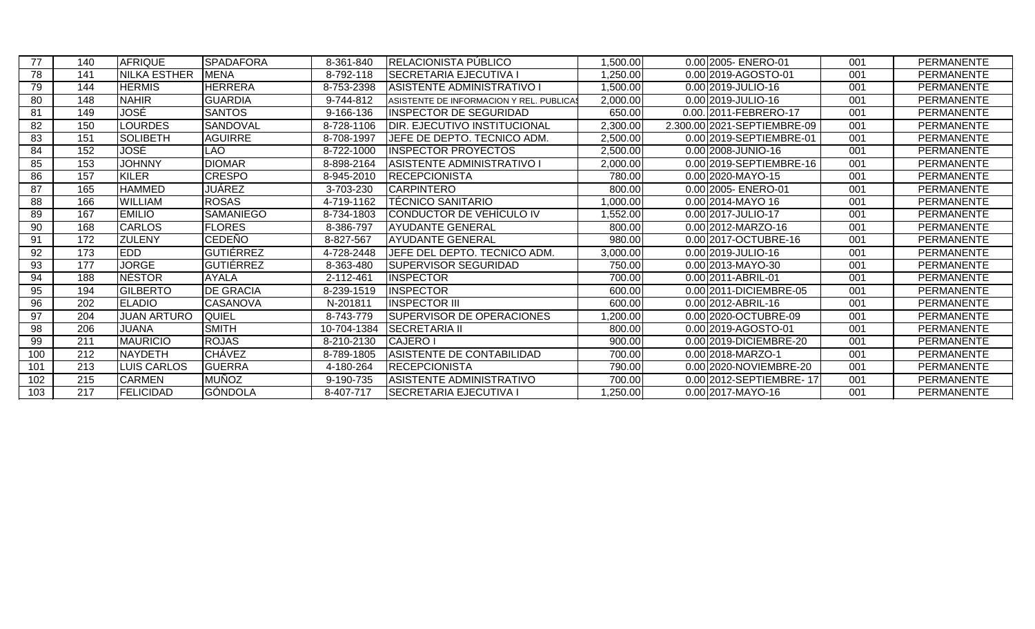| | | | | | | | | | | |
|---|---|---|---|---|---|---|---|---|---|---|
| 77 | 140 | AFRIQUE | SPADAFORA | 8-361-840 | RELACIONISTA PÚBLICO | 1,500.00 | 0.00 | 2005- ENERO-01 | 001 | PERMANENTE |
| 78 | 141 | NILKA ESTHER | MENA | 8-792-118 | SECRETARIA EJECUTIVA I | 1,250.00 | 0.00 | 2019-AGOSTO-01 | 001 | PERMANENTE |
| 79 | 144 | HERMIS | HERRERA | 8-753-2398 | ASISTENTE ADMINISTRATIVO I | 1,500.00 | 0.00 | 2019-JULIO-16 | 001 | PERMANENTE |
| 80 | 148 | NAHIR | GUARDIA | 9-744-812 | ASISTENTE DE INFORMACION Y REL. PUBLICAS | 2,000.00 | 0.00 | 2019-JULIO-16 | 001 | PERMANENTE |
| 81 | 149 | JOSÉ | SANTOS | 9-166-136 | INSPECTOR DE SEGURIDAD | 650.00 | 0.00. | 2011-FEBRERO-17 | 001 | PERMANENTE |
| 82 | 150 | LOURDES | SANDOVAL | 8-728-1106 | DIR. EJECUTIVO INSTITUCIONAL | 2,300.00 | 2.300.00 | 2021-SEPTIEMBRE-09 | 001 | PERMANENTE |
| 83 | 151 | SOLIBETH | AGUIRRE | 8-708-1997 | JEFE DE DEPTO. TECNICO ADM. | 2,500.00 | 0.00 | 2019-SEPTIEMBRE-01 | 001 | PERMANENTE |
| 84 | 152 | JOSÉ | LAO | 8-722-1000 | INSPECTOR PROYECTOS | 2,500.00 | 0.00 | 2008-JUNIO-16 | 001 | PERMANENTE |
| 85 | 153 | JOHNNY | DIOMAR | 8-898-2164 | ASISTENTE ADMINISTRATIVO I | 2,000.00 | 0.00 | 2019-SEPTIEMBRE-16 | 001 | PERMANENTE |
| 86 | 157 | KILER | CRESPO | 8-945-2010 | RECEPCIONISTA | 780.00 | 0.00 | 2020-MAYO-15 | 001 | PERMANENTE |
| 87 | 165 | HAMMED | JUÁREZ | 3-703-230 | CARPINTERO | 800.00 | 0.00 | 2005- ENERO-01 | 001 | PERMANENTE |
| 88 | 166 | WILLIAM | ROSAS | 4-719-1162 | TÉCNICO SANITARIO | 1,000.00 | 0.00 | 2014-MAYO 16 | 001 | PERMANENTE |
| 89 | 167 | EMILIO | SAMANIEGO | 8-734-1803 | CONDUCTOR DE VEHÍCULO IV | 1,552.00 | 0.00 | 2017-JULIO-17 | 001 | PERMANENTE |
| 90 | 168 | CARLOS | FLORES | 8-386-797 | AYUDANTE GENERAL | 800.00 | 0.00 | 2012-MARZO-16 | 001 | PERMANENTE |
| 91 | 172 | ZULENY | CEDEÑO | 8-827-567 | AYUDANTE GENERAL | 980.00 | 0.00 | 2017-OCTUBRE-16 | 001 | PERMANENTE |
| 92 | 173 | EDD | GUTIÉRREZ | 4-728-2448 | JEFE DEL DEPTO. TECNICO ADM. | 3,000.00 | 0.00 | 2019-JULIO-16 | 001 | PERMANENTE |
| 93 | 177 | JORGE | GUTIÉRREZ | 8-363-480 | SUPERVISOR SEGURIDAD | 750.00 | 0.00 | 2013-MAYO-30 | 001 | PERMANENTE |
| 94 | 188 | NÉSTOR | AYALA | 2-112-461 | INSPECTOR | 700.00 | 0.00 | 2011-ABRIL-01 | 001 | PERMANENTE |
| 95 | 194 | GILBERTO | DE GRACIA | 8-239-1519 | INSPECTOR | 600.00 | 0.00 | 2011-DICIEMBRE-05 | 001 | PERMANENTE |
| 96 | 202 | ELADIO | CASANOVA | N-201811 | INSPECTOR III | 600.00 | 0.00 | 2012-ABRIL-16 | 001 | PERMANENTE |
| 97 | 204 | JUAN ARTURO | QUIEL | 8-743-779 | SUPERVISOR DE OPERACIONES | 1,200.00 | 0.00 | 2020-OCTUBRE-09 | 001 | PERMANENTE |
| 98 | 206 | JUANA | SMITH | 10-704-1384 | SECRETARIA II | 800.00 | 0.00 | 2019-AGOSTO-01 | 001 | PERMANENTE |
| 99 | 211 | MAURICIO | ROJAS | 8-210-2130 | CAJERO I | 900.00 | 0.00 | 2019-DICIEMBRE-20 | 001 | PERMANENTE |
| 100 | 212 | NAYDETH | CHÁVEZ | 8-789-1805 | ASISTENTE DE CONTABILIDAD | 700.00 | 0.00 | 2018-MARZO-1 | 001 | PERMANENTE |
| 101 | 213 | LUIS CARLOS | GUERRA | 4-180-264 | RECEPCIONISTA | 790.00 | 0.00 | 2020-NOVIEMBRE-20 | 001 | PERMANENTE |
| 102 | 215 | CARMEN | MUÑOZ | 9-190-735 | ASISTENTE ADMINISTRATIVO | 700.00 | 0.00 | 2012-SEPTIEMBRE- 17 | 001 | PERMANENTE |
| 103 | 217 | FELICIDAD | GÓNDOLA | 8-407-717 | SECRETARIA EJECUTIVA I | 1,250.00 | 0.00 | 2017-MAYO-16 | 001 | PERMANENTE |